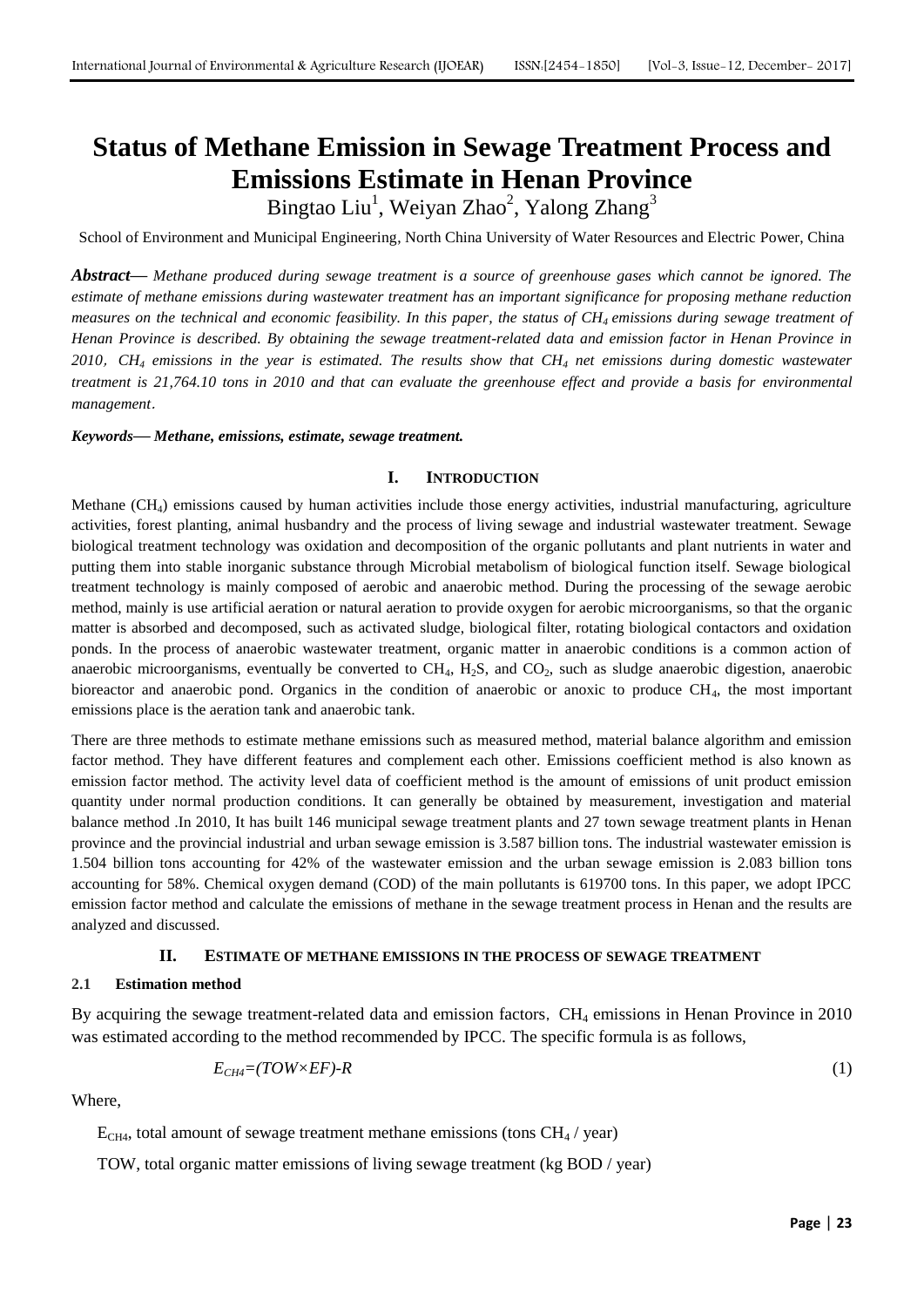# Status of Methane Emission in Sewage Treatment Process and Emissions Estimate in Henan Province

Bingtao Liu[1], Weiyan Zhao[2], Yalong Zhang[3]

School of Environment and Municipal Engineering, North China University of Water Resources and Electric Power, China

***Abstract*****—** *Methane produced during sewage treatment is a source of greenhouse gases which cannot be ignored. The estimate of methane emissions during wastewater treatment has an important significance for proposing methane reduction measures on the technical and economic feasibility. In this paper, the status of $CH_4$ emissions during sewage treatment of Henan Province is described. By obtaining the sewage treatment-related data and emission factor in Henan Province in 2010, $CH_4$ emissions in the year is estimated. The results show that $CH_4$ net emissions during domestic wastewater treatment is 21,764.10 tons in 2010 and that can evaluate the greenhouse effect and provide a basis for environmental management.*

***Keywords*****— *Methane, emissions, estimate, sewage treatment.***

## I. INTRODUCTION

Methane ($CH_4$) emissions caused by human activities include those energy activities, industrial manufacturing, agriculture activities, forest planting, animal husbandry and the process of living sewage and industrial wastewater treatment. Sewage biological treatment technology was oxidation and decomposition of the organic pollutants and plant nutrients in water and putting them into stable inorganic substance through Microbial metabolism of biological function itself. Sewage biological treatment technology is mainly composed of aerobic and anaerobic method. During the processing of the sewage aerobic method, mainly is use artificial aeration or natural aeration to provide oxygen for aerobic microorganisms, so that the organic matter is absorbed and decomposed, such as activated sludge, biological filter, rotating biological contactors and oxidation ponds. In the process of anaerobic wastewater treatment, organic matter in anaerobic conditions is a common action of anaerobic microorganisms, eventually be converted to $CH_4$, $H_2S$, and $CO_2$, such as sludge anaerobic digestion, anaerobic bioreactor and anaerobic pond. Organics in the condition of anaerobic or anoxic to produce $CH_4$, the most important emissions place is the aeration tank and anaerobic tank.

There are three methods to estimate methane emissions such as measured method, material balance algorithm and emission factor method. They have different features and complement each other. Emissions coefficient method is also known as emission factor method. The activity level data of coefficient method is the amount of emissions of unit product emission quantity under normal production conditions. It can generally be obtained by measurement, investigation and material balance method .In 2010, It has built 146 municipal sewage treatment plants and 27 town sewage treatment plants in Henan province and the provincial industrial and urban sewage emission is 3.587 billion tons. The industrial wastewater emission is 1.504 billion tons accounting for 42% of the wastewater emission and the urban sewage emission is 2.083 billion tons accounting for 58%. Chemical oxygen demand (COD) of the main pollutants is 619700 tons. In this paper, we adopt IPCC emission factor method and calculate the emissions of methane in the sewage treatment process in Henan and the results are analyzed and discussed.

## II. ESTIMATE OF METHANE EMISSIONS IN THE PROCESS OF SEWAGE TREATMENT

### 2.1 Estimation method

By acquiring the sewage treatment-related data and emission factors, $CH_4$ emissions in Henan Province in 2010 was estimated according to the method recommended by IPCC. The specific formula is as follows,

$$E_{CH4}=(TOW\times EF)-R \tag{1}$$

Where,

$E_{CH4}$, total amount of sewage treatment methane emissions (tons $CH_4$ / year)

TOW, total organic matter emissions of living sewage treatment (kg BOD / year)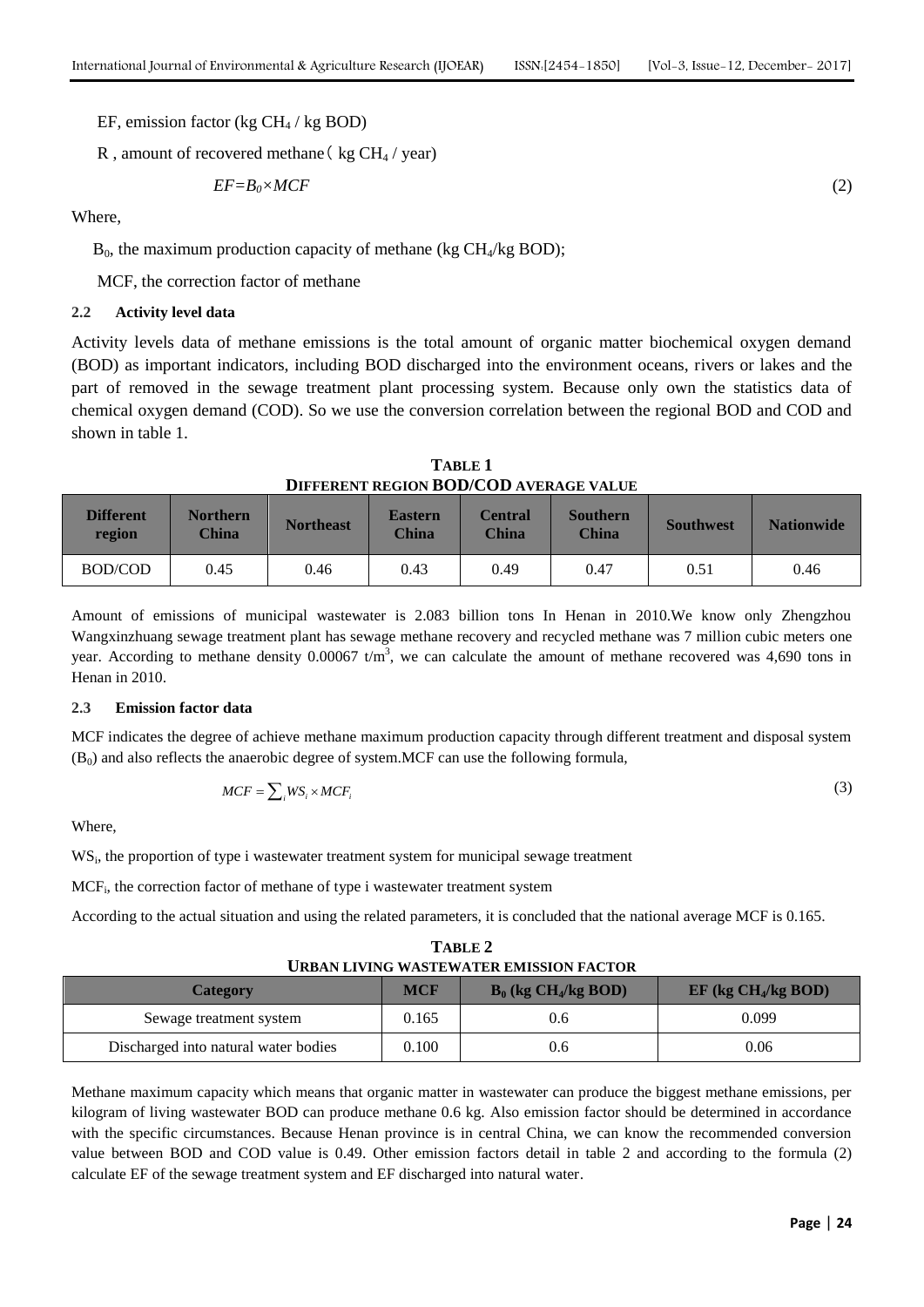EF, emission factor (kg $CH_4$ / kg BOD)

R , amount of recovered methane（ kg $CH_4$ / year)

$$EF=B_0 \times MCF \tag{2}$$

Where,

$B_0$, the maximum production capacity of methane (kg $CH_4$/kg BOD);

MCF, the correction factor of methane

### 2.2 Activity level data

Activity levels data of methane emissions is the total amount of organic matter biochemical oxygen demand (BOD) as important indicators, including BOD discharged into the environment oceans, rivers or lakes and the part of removed in the sewage treatment plant processing system. Because only own the statistics data of chemical oxygen demand (COD). So we use the conversion correlation between the regional BOD and COD and shown in table 1.

**TABLE 1**
**DIFFERENT REGION BOD/COD AVERAGE VALUE**

| Different region | Northern China | Northeast | Eastern China | Central China | Southern China | Southwest | Nationwide |
|---|---|---|---|---|---|---|---|
| BOD/COD | 0.45 | 0.46 | 0.43 | 0.49 | 0.47 | 0.51 | 0.46 |

Amount of emissions of municipal wastewater is 2.083 billion tons In Henan in 2010.We know only Zhengzhou Wangxinzhuang sewage treatment plant has sewage methane recovery and recycled methane was 7 million cubic meters one year. According to methane density 0.00067 t/$m^3$, we can calculate the amount of methane recovered was 4,690 tons in Henan in 2010.

### 2.3 Emission factor data

MCF indicates the degree of achieve methane maximum production capacity through different treatment and disposal system ($B_0$) and also reflects the anaerobic degree of system.MCF can use the following formula,

$$MCF = \sum_i WS_i \times MCF_i \tag{3}$$

Where,

$WS_i$, the proportion of type i wastewater treatment system for municipal sewage treatment

$MCF_i$, the correction factor of methane of type i wastewater treatment system

According to the actual situation and using the related parameters, it is concluded that the national average MCF is 0.165.

**TABLE 2**
**URBAN LIVING WASTEWATER EMISSION FACTOR**

| Category | MCF | $B_0$ (kg $CH_4$/kg BOD) | EF (kg $CH_4$/kg BOD) |
|---|---|---|---|
| Sewage treatment system | 0.165 | 0.6 | 0.099 |
| Discharged into natural water bodies | 0.100 | 0.6 | 0.06 |

Methane maximum capacity which means that organic matter in wastewater can produce the biggest methane emissions, per kilogram of living wastewater BOD can produce methane 0.6 kg. Also emission factor should be determined in accordance with the specific circumstances. Because Henan province is in central China, we can know the recommended conversion value between BOD and COD value is 0.49. Other emission factors detail in table 2 and according to the formula (2) calculate EF of the sewage treatment system and EF discharged into natural water.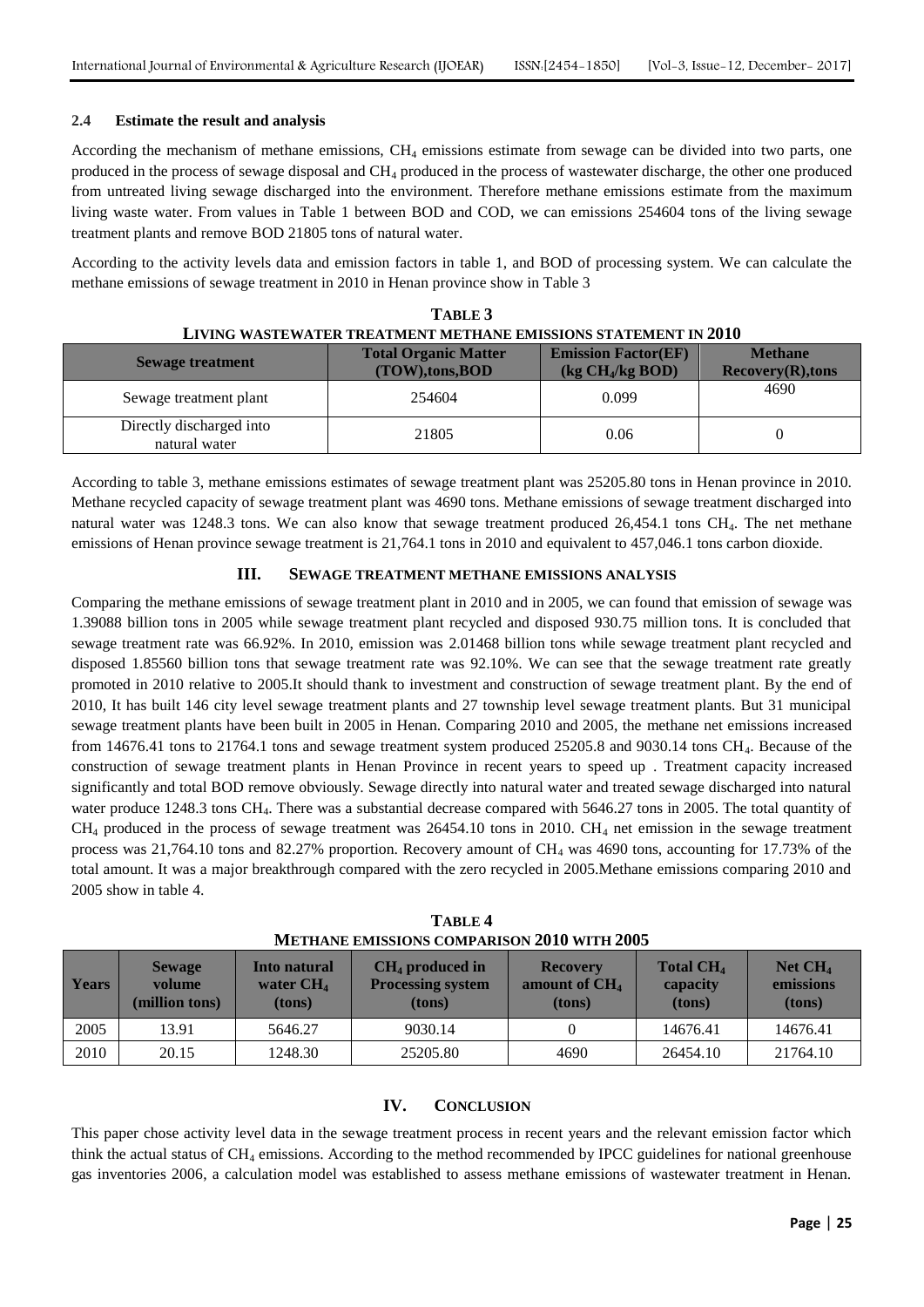### 2.4 Estimate the result and analysis

According the mechanism of methane emissions, $CH_4$ emissions estimate from sewage can be divided into two parts, one produced in the process of sewage disposal and $CH_4$ produced in the process of wastewater discharge, the other one produced from untreated living sewage discharged into the environment. Therefore methane emissions estimate from the maximum living waste water. From values in Table 1 between BOD and COD, we can emissions 254604 tons of the living sewage treatment plants and remove BOD 21805 tons of natural water.

According to the activity levels data and emission factors in table 1, and BOD of processing system. We can calculate the methane emissions of sewage treatment in 2010 in Henan province show in Table 3

**TABLE 3**
**LIVING WASTEWATER TREATMENT METHANE EMISSIONS STATEMENT IN 2010**

| Sewage treatment | Total Organic Matter (TOW),tons,BOD | Emission Factor(EF) (kg $CH_4$/kg BOD) | Methane Recovery(R),tons |
|---|---|---|---|
| Sewage treatment plant | 254604 | 0.099 | 4690 |
| Directly discharged into natural water | 21805 | 0.06 | 0 |

According to table 3, methane emissions estimates of sewage treatment plant was 25205.80 tons in Henan province in 2010. Methane recycled capacity of sewage treatment plant was 4690 tons. Methane emissions of sewage treatment discharged into natural water was 1248.3 tons. We can also know that sewage treatment produced 26,454.1 tons $CH_4$. The net methane emissions of Henan province sewage treatment is 21,764.1 tons in 2010 and equivalent to 457,046.1 tons carbon dioxide.

## III. SEWAGE TREATMENT METHANE EMISSIONS ANALYSIS

Comparing the methane emissions of sewage treatment plant in 2010 and in 2005, we can found that emission of sewage was 1.39088 billion tons in 2005 while sewage treatment plant recycled and disposed 930.75 million tons. It is concluded that sewage treatment rate was 66.92%. In 2010, emission was 2.01468 billion tons while sewage treatment plant recycled and disposed 1.85560 billion tons that sewage treatment rate was 92.10%. We can see that the sewage treatment rate greatly promoted in 2010 relative to 2005.It should thank to investment and construction of sewage treatment plant. By the end of 2010, It has built 146 city level sewage treatment plants and 27 township level sewage treatment plants. But 31 municipal sewage treatment plants have been built in 2005 in Henan. Comparing 2010 and 2005, the methane net emissions increased from 14676.41 tons to 21764.1 tons and sewage treatment system produced 25205.8 and 9030.14 tons $CH_4$. Because of the construction of sewage treatment plants in Henan Province in recent years to speed up . Treatment capacity increased significantly and total BOD remove obviously. Sewage directly into natural water and treated sewage discharged into natural water produce 1248.3 tons $CH_4$. There was a substantial decrease compared with 5646.27 tons in 2005. The total quantity of $CH_4$ produced in the process of sewage treatment was 26454.10 tons in 2010. $CH_4$ net emission in the sewage treatment process was 21,764.10 tons and 82.27% proportion. Recovery amount of $CH_4$ was 4690 tons, accounting for 17.73% of the total amount. It was a major breakthrough compared with the zero recycled in 2005.Methane emissions comparing 2010 and 2005 show in table 4.

**TABLE 4**
**METHANE EMISSIONS COMPARISON 2010 WITH 2005**

| Years | Sewage volume (million tons) | Into natural water $CH_4$ (tons) | $CH_4$ produced in Processing system (tons) | Recovery amount of $CH_4$ (tons) | Total $CH_4$ capacity (tons) | Net $CH_4$ emissions (tons) |
|---|---|---|---|---|---|---|
| 2005 | 13.91 | 5646.27 | 9030.14 | 0 | 14676.41 | 14676.41 |
| 2010 | 20.15 | 1248.30 | 25205.80 | 4690 | 26454.10 | 21764.10 |

## IV. CONCLUSION

This paper chose activity level data in the sewage treatment process in recent years and the relevant emission factor which think the actual status of $CH_4$ emissions. According to the method recommended by IPCC guidelines for national greenhouse gas inventories 2006, a calculation model was established to assess methane emissions of wastewater treatment in Henan.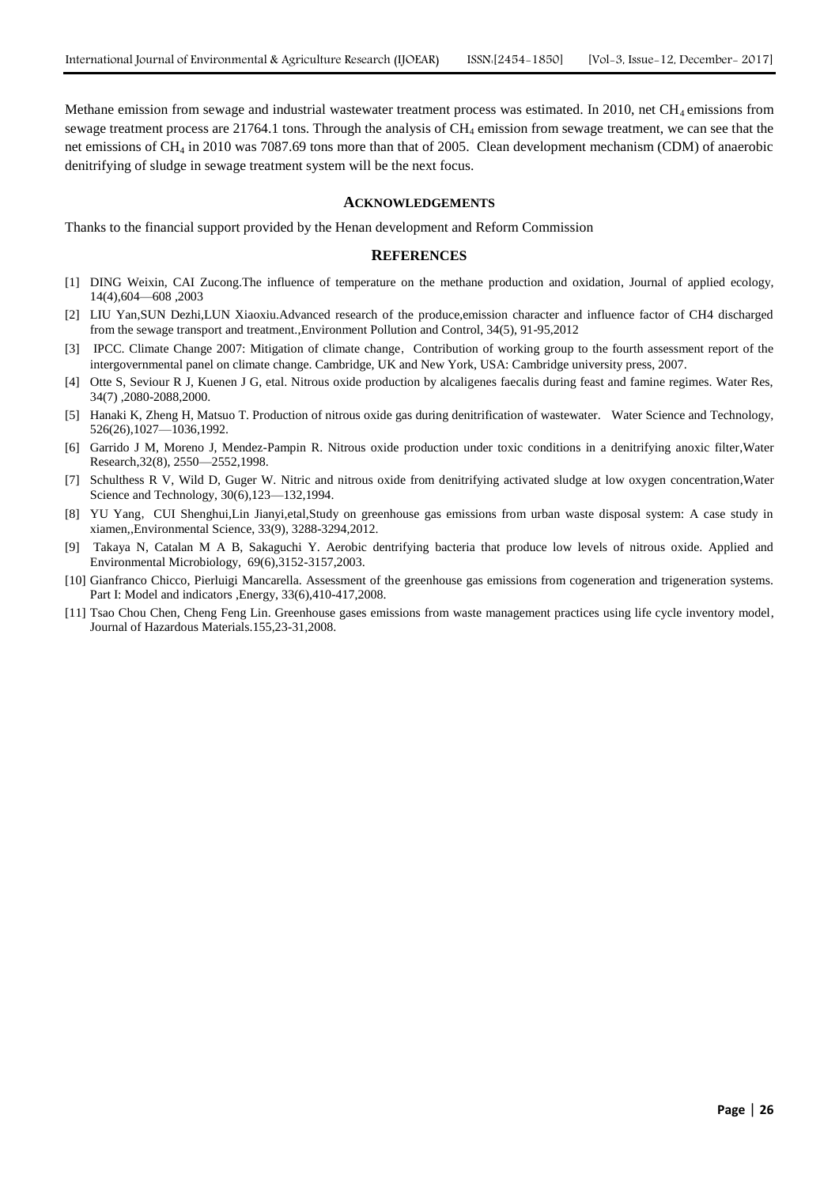Methane emission from sewage and industrial wastewater treatment process was estimated. In 2010, net $CH_4$ emissions from sewage treatment process are 21764.1 tons. Through the analysis of $CH_4$ emission from sewage treatment, we can see that the net emissions of $CH_4$ in 2010 was 7087.69 tons more than that of 2005. Clean development mechanism (CDM) of anaerobic denitrifying of sludge in sewage treatment system will be the next focus.

## ACKNOWLEDGEMENTS

Thanks to the financial support provided by the Henan development and Reform Commission

## REFERENCES

[1] DING Weixin, CAI Zucong.The influence of temperature on the methane production and oxidation, Journal of applied ecology, 14(4),604—608 ,2003

[2] LIU Yan,SUN Dezhi,LUN Xiaoxiu.Advanced research of the produce,emission character and influence factor of CH4 discharged from the sewage transport and treatment.,Environment Pollution and Control, 34(5), 91-95,2012

[3] IPCC. Climate Change 2007: Mitigation of climate change，Contribution of working group to the fourth assessment report of the intergovernmental panel on climate change. Cambridge, UK and New York, USA: Cambridge university press, 2007.

[4] Otte S, Seviour R J, Kuenen J G, etal. Nitrous oxide production by alcaligenes faecalis during feast and famine regimes. Water Res, 34(7) ,2080-2088,2000.

[5] Hanaki K, Zheng H, Matsuo T. Production of nitrous oxide gas during denitrification of wastewater. Water Science and Technology, 526(26),1027—1036,1992.

[6] Garrido J M, Moreno J, Mendez-Pampin R. Nitrous oxide production under toxic conditions in a denitrifying anoxic filter,Water Research,32(8), 2550—2552,1998.

[7] Schulthess R V, Wild D, Guger W. Nitric and nitrous oxide from denitrifying activated sludge at low oxygen concentration,Water Science and Technology, 30(6),123—132,1994.

[8] YU Yang，CUI Shenghui,Lin Jianyi,etal,Study on greenhouse gas emissions from urban waste disposal system: A case study in xiamen,,Environmental Science, 33(9), 3288-3294,2012.

[9] Takaya N, Catalan M A B, Sakaguchi Y. Aerobic dentrifying bacteria that produce low levels of nitrous oxide. Applied and Environmental Microbiology, 69(6),3152-3157,2003.

[10] Gianfranco Chicco, Pierluigi Mancarella. Assessment of the greenhouse gas emissions from cogeneration and trigeneration systems. Part I: Model and indicators ,Energy, 33(6),410-417,2008.

[11] Tsao Chou Chen, Cheng Feng Lin. Greenhouse gases emissions from waste management practices using life cycle inventory model，Journal of Hazardous Materials.155,23-31,2008.